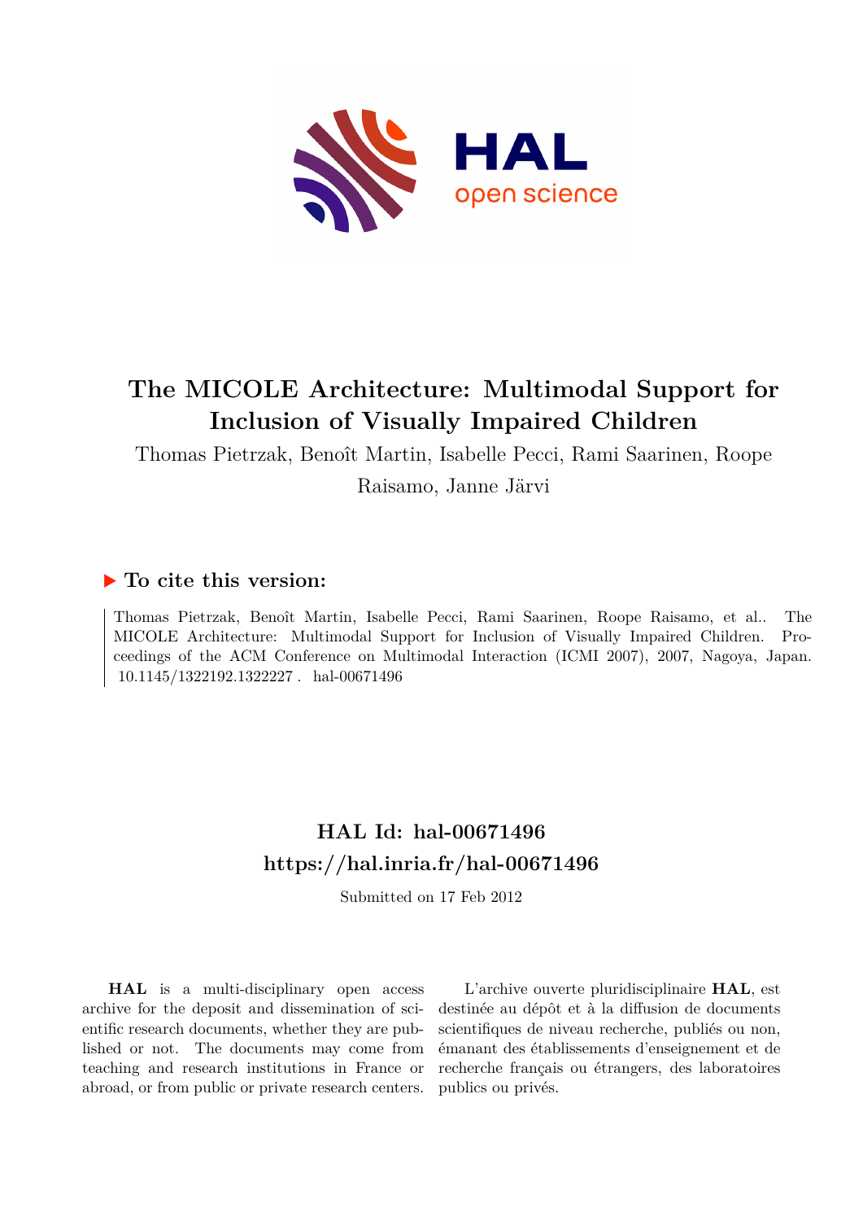# The MICOLE Architecture: Multimodal Support for Inclusion of Visually Impaired Children

Thomas Pietrzak, Benoît Martin, Isabelle Pecci, Rami Saarinen, Roope Raisamo, Janne Järvi

## ▶ To cite this version:

Thomas Pietrzak, Benoît Martin, Isabelle Pecci, Rami Saarinen, Roope Raisamo, et al.. The MICOLE Architecture: Multimodal Support for Inclusion of Visually Impaired Children. Proceedings of the ACM Conference on Multimodal Interaction (ICMI 2007), 2007, Nagoya, Japan. 10.1145/1322192.1322227 . hal-00671496

## HAL Id: hal-00671496
## https://hal.inria.fr/hal-00671496

Submitted on 17 Feb 2012

**HAL** is a multi-disciplinary open access archive for the deposit and dissemination of scientific research documents, whether they are published or not. The documents may come from teaching and research institutions in France or abroad, or from public or private research centers.

L'archive ouverte pluridisciplinaire **HAL**, est destinée au dépôt et à la diffusion de documents scientifiques de niveau recherche, publiés ou non, émanant des établissements d'enseignement et de recherche français ou étrangers, des laboratoires publics ou privés.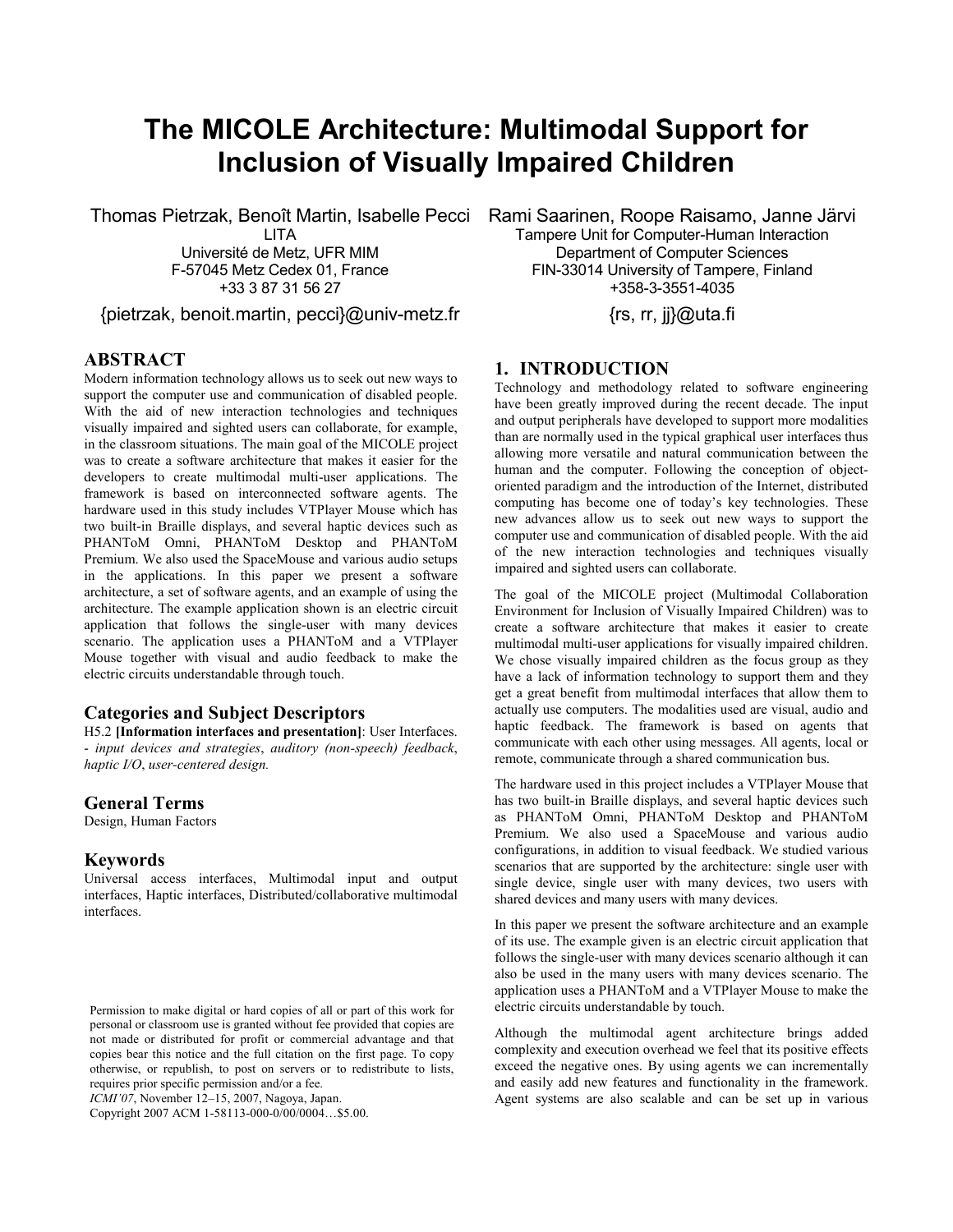# The MICOLE Architecture: Multimodal Support for Inclusion of Visually Impaired Children

Thomas Pietrzak, Benoît Martin, Isabelle Pecci
LITA
Université de Metz, UFR MIM
F-57045 Metz Cedex 01, France
+33 3 87 31 56 27
{pietrzak, benoit.martin, pecci}@univ-metz.fr

Rami Saarinen, Roope Raisamo, Janne Järvi
Tampere Unit for Computer-Human Interaction
Department of Computer Sciences
FIN-33014 University of Tampere, Finland
+358-3-3551-4035
{rs, rr, jj}@uta.fi

## ABSTRACT

Modern information technology allows us to seek out new ways to support the computer use and communication of disabled people. With the aid of new interaction technologies and techniques visually impaired and sighted users can collaborate, for example, in the classroom situations. The main goal of the MICOLE project was to create a software architecture that makes it easier for the developers to create multimodal multi-user applications. The framework is based on interconnected software agents. The hardware used in this study includes VTPlayer Mouse which has two built-in Braille displays, and several haptic devices such as PHANToM Omni, PHANToM Desktop and PHANToM Premium. We also used the SpaceMouse and various audio setups in the applications. In this paper we present a software architecture, a set of software agents, and an example of using the architecture. The example application shown is an electric circuit application that follows the single-user with many devices scenario. The application uses a PHANToM and a VTPlayer Mouse together with visual and audio feedback to make the electric circuits understandable through touch.

### Categories and Subject Descriptors

H5.2 **[Information interfaces and presentation]**: User Interfaces. - *input devices and strategies*, *auditory (non-speech) feedback*, *haptic I/O*, *user-centered design.*

### General Terms

Design, Human Factors

### Keywords

Universal access interfaces, Multimodal input and output interfaces, Haptic interfaces, Distributed/collaborative multimodal interfaces.

Permission to make digital or hard copies of all or part of this work for personal or classroom use is granted without fee provided that copies are not made or distributed for profit or commercial advantage and that copies bear this notice and the full citation on the first page. To copy otherwise, or republish, to post on servers or to redistribute to lists, requires prior specific permission and/or a fee.
*ICMI'07*, November 12–15, 2007, Nagoya, Japan.
Copyright 2007 ACM 1-58113-000-0/00/0004…$5.00.

## 1. INTRODUCTION

Technology and methodology related to software engineering have been greatly improved during the recent decade. The input and output peripherals have developed to support more modalities than are normally used in the typical graphical user interfaces thus allowing more versatile and natural communication between the human and the computer. Following the conception of object-oriented paradigm and the introduction of the Internet, distributed computing has become one of today's key technologies. These new advances allow us to seek out new ways to support the computer use and communication of disabled people. With the aid of the new interaction technologies and techniques visually impaired and sighted users can collaborate.

The goal of the MICOLE project (Multimodal Collaboration Environment for Inclusion of Visually Impaired Children) was to create a software architecture that makes it easier to create multimodal multi-user applications for visually impaired children. We chose visually impaired children as the focus group as they have a lack of information technology to support them and they get a great benefit from multimodal interfaces that allow them to actually use computers. The modalities used are visual, audio and haptic feedback. The framework is based on agents that communicate with each other using messages. All agents, local or remote, communicate through a shared communication bus.

The hardware used in this project includes a VTPlayer Mouse that has two built-in Braille displays, and several haptic devices such as PHANToM Omni, PHANToM Desktop and PHANToM Premium. We also used a SpaceMouse and various audio configurations, in addition to visual feedback. We studied various scenarios that are supported by the architecture: single user with single device, single user with many devices, two users with shared devices and many users with many devices.

In this paper we present the software architecture and an example of its use. The example given is an electric circuit application that follows the single-user with many devices scenario although it can also be used in the many users with many devices scenario. The application uses a PHANToM and a VTPlayer Mouse to make the electric circuits understandable by touch.

Although the multimodal agent architecture brings added complexity and execution overhead we feel that its positive effects exceed the negative ones. By using agents we can incrementally and easily add new features and functionality in the framework. Agent systems are also scalable and can be set up in various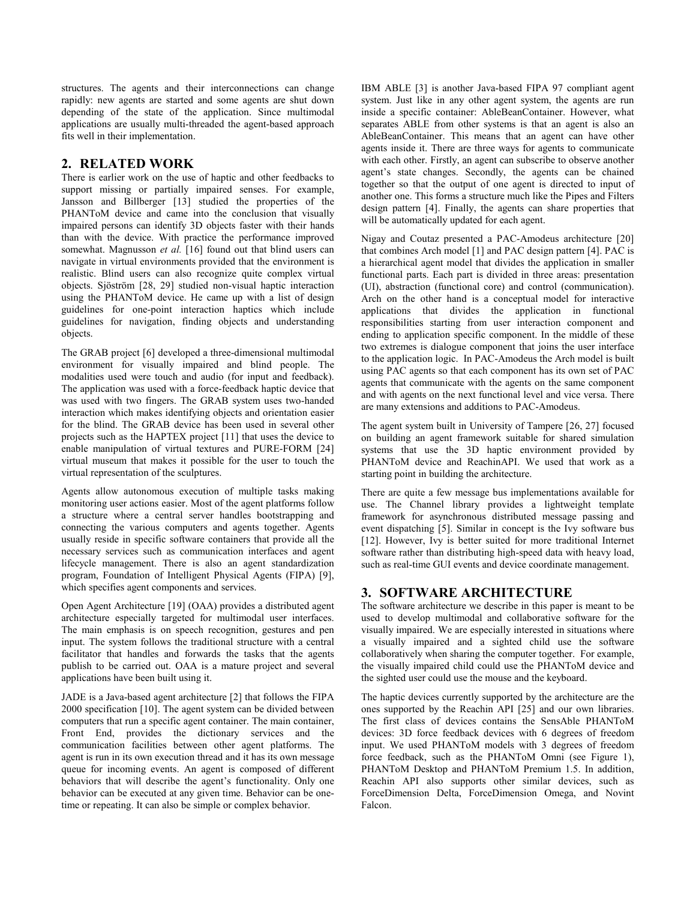structures. The agents and their interconnections can change rapidly: new agents are started and some agents are shut down depending of the state of the application. Since multimodal applications are usually multi-threaded the agent-based approach fits well in their implementation.

## 2. RELATED WORK

There is earlier work on the use of haptic and other feedbacks to support missing or partially impaired senses. For example, Jansson and Billberger [13] studied the properties of the PHANToM device and came into the conclusion that visually impaired persons can identify 3D objects faster with their hands than with the device. With practice the performance improved somewhat. Magnusson *et al.* [16] found out that blind users can navigate in virtual environments provided that the environment is realistic. Blind users can also recognize quite complex virtual objects. Sjöström [28, 29] studied non-visual haptic interaction using the PHANToM device. He came up with a list of design guidelines for one-point interaction haptics which include guidelines for navigation, finding objects and understanding objects.

The GRAB project [6] developed a three-dimensional multimodal environment for visually impaired and blind people. The modalities used were touch and audio (for input and feedback). The application was used with a force-feedback haptic device that was used with two fingers. The GRAB system uses two-handed interaction which makes identifying objects and orientation easier for the blind. The GRAB device has been used in several other projects such as the HAPTEX project [11] that uses the device to enable manipulation of virtual textures and PURE-FORM [24] virtual museum that makes it possible for the user to touch the virtual representation of the sculptures.

Agents allow autonomous execution of multiple tasks making monitoring user actions easier. Most of the agent platforms follow a structure where a central server handles bootstrapping and connecting the various computers and agents together. Agents usually reside in specific software containers that provide all the necessary services such as communication interfaces and agent lifecycle management. There is also an agent standardization program, Foundation of Intelligent Physical Agents (FIPA) [9], which specifies agent components and services.

Open Agent Architecture [19] (OAA) provides a distributed agent architecture especially targeted for multimodal user interfaces. The main emphasis is on speech recognition, gestures and pen input. The system follows the traditional structure with a central facilitator that handles and forwards the tasks that the agents publish to be carried out. OAA is a mature project and several applications have been built using it.

JADE is a Java-based agent architecture [2] that follows the FIPA 2000 specification [10]. The agent system can be divided between computers that run a specific agent container. The main container, Front End, provides the dictionary services and the communication facilities between other agent platforms. The agent is run in its own execution thread and it has its own message queue for incoming events. An agent is composed of different behaviors that will describe the agent's functionality. Only one behavior can be executed at any given time. Behavior can be one-time or repeating. It can also be simple or complex behavior.

IBM ABLE [3] is another Java-based FIPA 97 compliant agent system. Just like in any other agent system, the agents are run inside a specific container: AbleBeanContainer. However, what separates ABLE from other systems is that an agent is also an AbleBeanContainer. This means that an agent can have other agents inside it. There are three ways for agents to communicate with each other. Firstly, an agent can subscribe to observe another agent's state changes. Secondly, the agents can be chained together so that the output of one agent is directed to input of another one. This forms a structure much like the Pipes and Filters design pattern [4]. Finally, the agents can share properties that will be automatically updated for each agent.

Nigay and Coutaz presented a PAC-Amodeus architecture [20] that combines Arch model [1] and PAC design pattern [4]. PAC is a hierarchical agent model that divides the application in smaller functional parts. Each part is divided in three areas: presentation (UI), abstraction (functional core) and control (communication). Arch on the other hand is a conceptual model for interactive applications that divides the application in functional responsibilities starting from user interaction component and ending to application specific component. In the middle of these two extremes is dialogue component that joins the user interface to the application logic. In PAC-Amodeus the Arch model is built using PAC agents so that each component has its own set of PAC agents that communicate with the agents on the same component and with agents on the next functional level and vice versa. There are many extensions and additions to PAC-Amodeus.

The agent system built in University of Tampere [26, 27] focused on building an agent framework suitable for shared simulation systems that use the 3D haptic environment provided by PHANToM device and ReachinAPI. We used that work as a starting point in building the architecture.

There are quite a few message bus implementations available for use. The Channel library provides a lightweight template framework for asynchronous distributed message passing and event dispatching [5]. Similar in concept is the Ivy software bus [12]. However, Ivy is better suited for more traditional Internet software rather than distributing high-speed data with heavy load, such as real-time GUI events and device coordinate management.

## 3. SOFTWARE ARCHITECTURE

The software architecture we describe in this paper is meant to be used to develop multimodal and collaborative software for the visually impaired. We are especially interested in situations where a visually impaired and a sighted child use the software collaboratively when sharing the computer together. For example, the visually impaired child could use the PHANToM device and the sighted user could use the mouse and the keyboard.

The haptic devices currently supported by the architecture are the ones supported by the Reachin API [25] and our own libraries. The first class of devices contains the SensAble PHANToM devices: 3D force feedback devices with 6 degrees of freedom input. We used PHANToM models with 3 degrees of freedom force feedback, such as the PHANToM Omni (see Figure 1), PHANToM Desktop and PHANToM Premium 1.5. In addition, Reachin API also supports other similar devices, such as ForceDimension Delta, ForceDimension Omega, and Novint Falcon.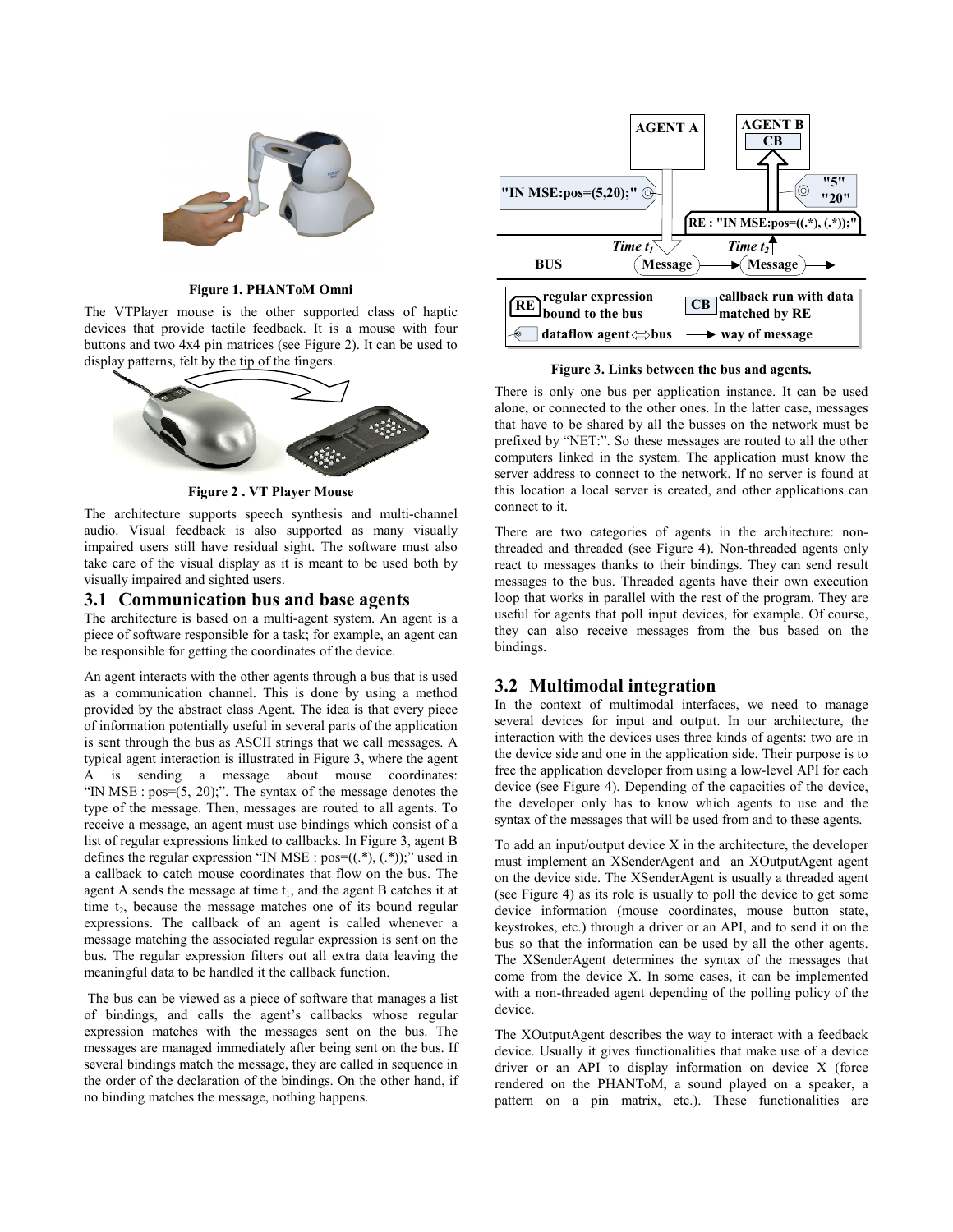Figure 1. PHANToM Omni

The VTPlayer mouse is the other supported class of haptic devices that provide tactile feedback. It is a mouse with four buttons and two 4x4 pin matrices (see Figure 2). It can be used to display patterns, felt by the tip of the fingers.

Figure 2 . VT Player Mouse

The architecture supports speech synthesis and multi-channel audio. Visual feedback is also supported as many visually impaired users still have residual sight. The software must also take care of the visual display as it is meant to be used both by visually impaired and sighted users.

## 3.1 Communication bus and base agents

The architecture is based on a multi-agent system. An agent is a piece of software responsible for a task; for example, an agent can be responsible for getting the coordinates of the device.

An agent interacts with the other agents through a bus that is used as a communication channel. This is done by using a method provided by the abstract class Agent. The idea is that every piece of information potentially useful in several parts of the application is sent through the bus as ASCII strings that we call messages. A typical agent interaction is illustrated in Figure 3, where the agent A is sending a message about mouse coordinates: "IN MSE : pos=(5, 20);". The syntax of the message denotes the type of the message. Then, messages are routed to all agents. To receive a message, an agent must use bindings which consist of a list of regular expressions linked to callbacks. In Figure 3, agent B defines the regular expression "IN MSE : pos=((.*), (.*));" used in a callback to catch mouse coordinates that flow on the bus. The agent A sends the message at time $t_1$, and the agent B catches it at time $t_2$, because the message matches one of its bound regular expressions. The callback of an agent is called whenever a message matching the associated regular expression is sent on the bus. The regular expression filters out all extra data leaving the meaningful data to be handled it the callback function.

The bus can be viewed as a piece of software that manages a list of bindings, and calls the agent's callbacks whose regular expression matches with the messages sent on the bus. The messages are managed immediately after being sent on the bus. If several bindings match the message, they are called in sequence in the order of the declaration of the bindings. On the other hand, if no binding matches the message, nothing happens.

Figure 3. Links between the bus and agents.

There is only one bus per application instance. It can be used alone, or connected to the other ones. In the latter case, messages that have to be shared by all the busses on the network must be prefixed by "NET:". So these messages are routed to all the other computers linked in the system. The application must know the server address to connect to the network. If no server is found at this location a local server is created, and other applications can connect to it.

There are two categories of agents in the architecture: non-threaded and threaded (see Figure 4). Non-threaded agents only react to messages thanks to their bindings. They can send result messages to the bus. Threaded agents have their own execution loop that works in parallel with the rest of the program. They are useful for agents that poll input devices, for example. Of course, they can also receive messages from the bus based on the bindings.

## 3.2 Multimodal integration

In the context of multimodal interfaces, we need to manage several devices for input and output. In our architecture, the interaction with the devices uses three kinds of agents: two are in the device side and one in the application side. Their purpose is to free the application developer from using a low-level API for each device (see Figure 4). Depending of the capacities of the device, the developer only has to know which agents to use and the syntax of the messages that will be used from and to these agents.

To add an input/output device X in the architecture, the developer must implement an XSenderAgent and an XOutputAgent agent on the device side. The XSenderAgent is usually a threaded agent (see Figure 4) as its role is usually to poll the device to get some device information (mouse coordinates, mouse button state, keystrokes, etc.) through a driver or an API, and to send it on the bus so that the information can be used by all the other agents. The XSenderAgent determines the syntax of the messages that come from the device X. In some cases, it can be implemented with a non-threaded agent depending of the polling policy of the device.

The XOutputAgent describes the way to interact with a feedback device. Usually it gives functionalities that make use of a device driver or an API to display information on device X (force rendered on the PHANToM, a sound played on a speaker, a pattern on a pin matrix, etc.). These functionalities are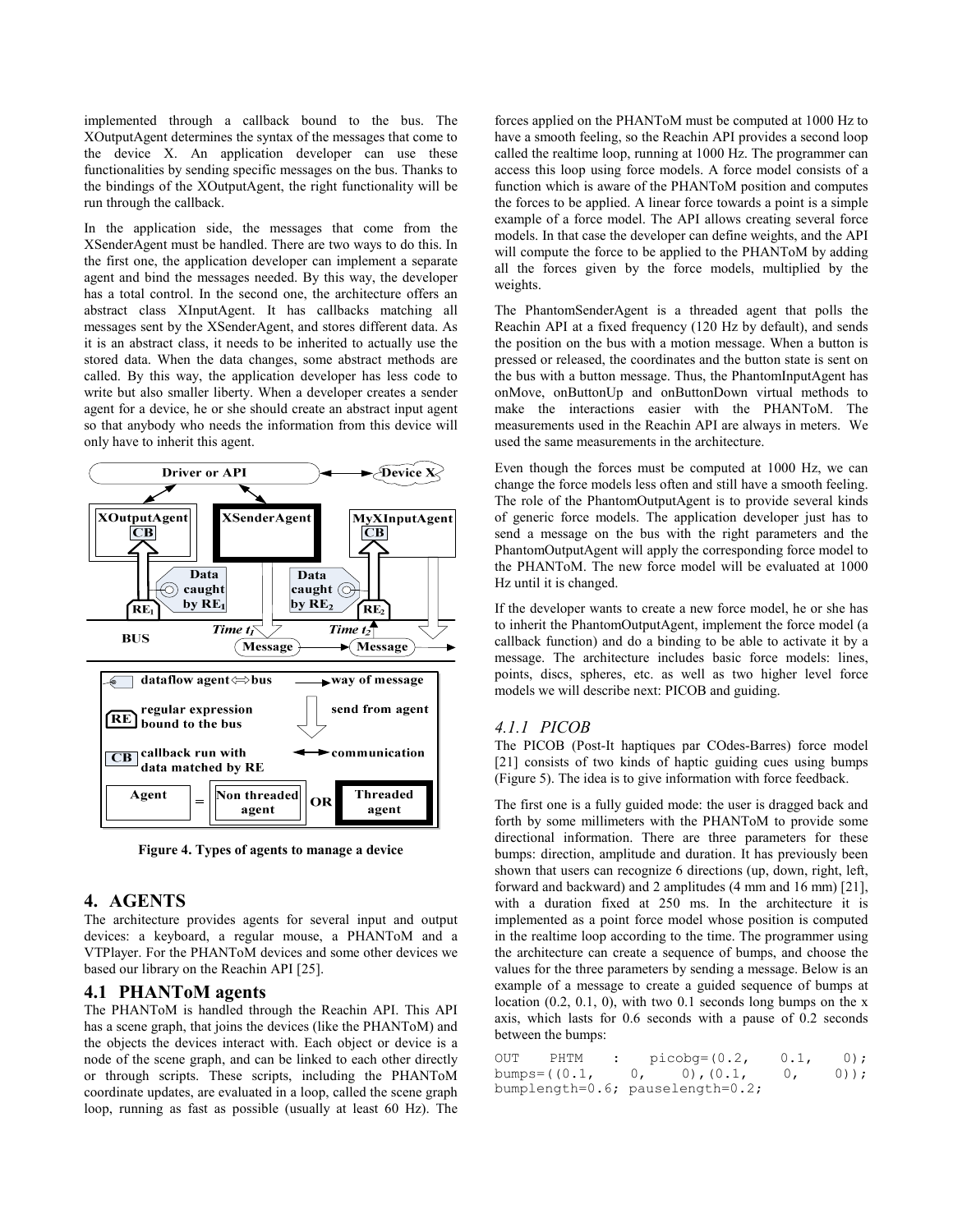implemented through a callback bound to the bus. The XOutputAgent determines the syntax of the messages that come to the device X. An application developer can use these functionalities by sending specific messages on the bus. Thanks to the bindings of the XOutputAgent, the right functionality will be run through the callback.

In the application side, the messages that come from the XSenderAgent must be handled. There are two ways to do this. In the first one, the application developer can implement a separate agent and bind the messages needed. By this way, the developer has a total control. In the second one, the architecture offers an abstract class XInputAgent. It has callbacks matching all messages sent by the XSenderAgent, and stores different data. As it is an abstract class, it needs to be inherited to actually use the stored data. When the data changes, some abstract methods are called. By this way, the application developer has less code to write but also smaller liberty. When a developer creates a sender agent for a device, he or she should create an abstract input agent so that anybody who needs the information from this device will only have to inherit this agent.

Driver or API

Device X

XOutputAgent

CB

XSenderAgent

MyXInputAgent

CB

Data caught by $RE_1$

Data caught by $RE_2$

$RE_1$

$RE_2$

BUS

Time $t_1$

Time $t_2$

Message

Message

dataflow agent⇔bus

way of message

RE regular expression bound to the bus

send from agent

CB callback run with data matched by RE

communication

Agent = Non threaded agent OR Threaded agent

**Figure 4. Types of agents to manage a device**

# 4. AGENTS

The architecture provides agents for several input and output devices: a keyboard, a regular mouse, a PHANToM and a VTPlayer. For the PHANToM devices and some other devices we based our library on the Reachin API [25].

## 4.1 PHANToM agents

The PHANToM is handled through the Reachin API. This API has a scene graph, that joins the devices (like the PHANToM) and the objects the devices interact with. Each object or device is a node of the scene graph, and can be linked to each other directly or through scripts. These scripts, including the PHANToM coordinate updates, are evaluated in a loop, called the scene graph loop, running as fast as possible (usually at least 60 Hz). The forces applied on the PHANToM must be computed at 1000 Hz to have a smooth feeling, so the Reachin API provides a second loop called the realtime loop, running at 1000 Hz. The programmer can access this loop using force models. A force model consists of a function which is aware of the PHANToM position and computes the forces to be applied. A linear force towards a point is a simple example of a force model. The API allows creating several force models. In that case the developer can define weights, and the API will compute the force to be applied to the PHANToM by adding all the forces given by the force models, multiplied by the weights.

The PhantomSenderAgent is a threaded agent that polls the Reachin API at a fixed frequency (120 Hz by default), and sends the position on the bus with a motion message. When a button is pressed or released, the coordinates and the button state is sent on the bus with a button message. Thus, the PhantomInputAgent has onMove, onButtonUp and onButtonDown virtual methods to make the interactions easier with the PHANToM. The measurements used in the Reachin API are always in meters. We used the same measurements in the architecture.

Even though the forces must be computed at 1000 Hz, we can change the force models less often and still have a smooth feeling. The role of the PhantomOutputAgent is to provide several kinds of generic force models. The application developer just has to send a message on the bus with the right parameters and the PhantomOutputAgent will apply the corresponding force model to the PHANToM. The new force model will be evaluated at 1000 Hz until it is changed.

If the developer wants to create a new force model, he or she has to inherit the PhantomOutputAgent, implement the force model (a callback function) and do a binding to be able to activate it by a message. The architecture includes basic force models: lines, points, discs, spheres, etc. as well as two higher level force models we will describe next: PICOB and guiding.

### *4.1.1 PICOB*

The PICOB (Post-It haptiques par COdes-Barres) force model [21] consists of two kinds of haptic guiding cues using bumps (Figure 5). The idea is to give information with force feedback.

The first one is a fully guided mode: the user is dragged back and forth by some millimeters with the PHANToM to provide some directional information. There are three parameters for these bumps: direction, amplitude and duration. It has previously been shown that users can recognize 6 directions (up, down, right, left, forward and backward) and 2 amplitudes (4 mm and 16 mm) [21], with a duration fixed at 250 ms. In the architecture it is implemented as a point force model whose position is computed in the realtime loop according to the time. The programmer using the architecture can create a sequence of bumps, and choose the values for the three parameters by sending a message. Below is an example of a message to create a guided sequence of bumps at location (0.2, 0.1, 0), with two 0.1 seconds long bumps on the x axis, which lasts for 0.6 seconds with a pause of 0.2 seconds between the bumps:

```
OUT PHTM : picobg=(0.2, 0.1, 0); bumps=((0.1, 0, 0),(0.1, 0, 0)); bumplength=0.6; pauselength=0.2;
```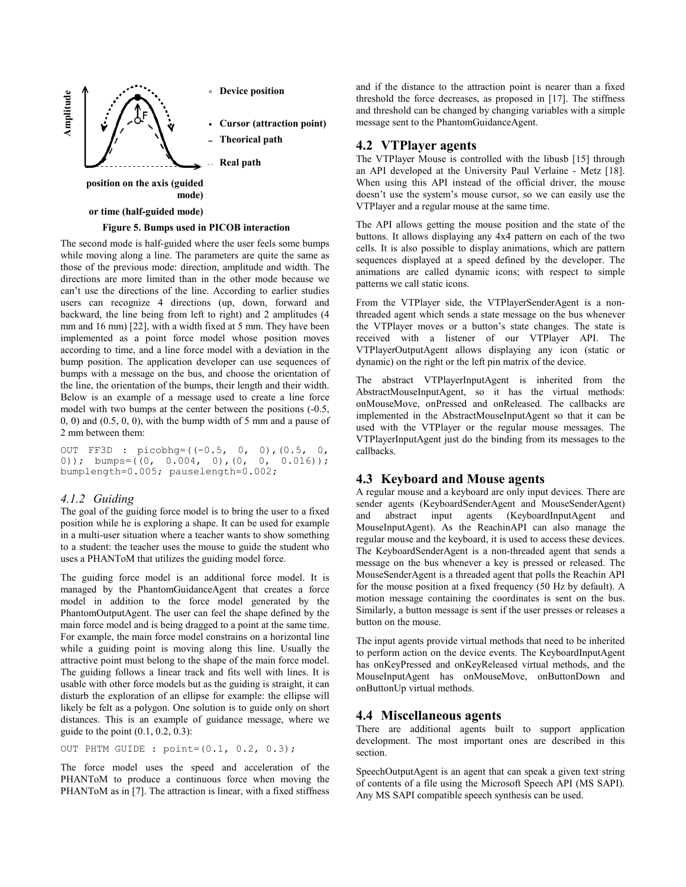Figure 5. Bumps used in PICOB interaction

The second mode is half-guided where the user feels some bumps while moving along a line. The parameters are quite the same as those of the previous mode: direction, amplitude and width. The directions are more limited than in the other mode because we can't use the directions of the line. According to earlier studies users can recognize 4 directions (up, down, forward and backward, the line being from left to right) and 2 amplitudes (4 mm and 16 mm) [22], with a width fixed at 5 mm. They have been implemented as a point force model whose position moves according to time, and a line force model with a deviation in the bump position. The application developer can use sequences of bumps with a message on the bus, and choose the orientation of the line, the orientation of the bumps, their length and their width. Below is an example of a message used to create a line force model with two bumps at the center between the positions (-0.5, 0, 0) and (0.5, 0, 0), with the bump width of 5 mm and a pause of 2 mm between them:

```
OUT FF3D : picobhg=((-0.5, 0, 0),(0.5, 0, 0)); bumps=((0, 0.004, 0),(0, 0, 0.016)); bumplength=0.005; pauselength=0.002;
```

#### *4.1.2 Guiding*

The goal of the guiding force model is to bring the user to a fixed position while he is exploring a shape. It can be used for example in a multi-user situation where a teacher wants to show something to a student: the teacher uses the mouse to guide the student who uses a PHANToM that utilizes the guiding model force.

The guiding force model is an additional force model. It is managed by the PhantomGuidanceAgent that creates a force model in addition to the force model generated by the PhantomOutputAgent. The user can feel the shape defined by the main force model and is being dragged to a point at the same time. For example, the main force model constrains on a horizontal line while a guiding point is moving along this line. Usually the attractive point must belong to the shape of the main force model. The guiding follows a linear track and fits well with lines. It is usable with other force models but as the guiding is straight, it can disturb the exploration of an ellipse for example: the ellipse will likely be felt as a polygon. One solution is to guide only on short distances. This is an example of guidance message, where we guide to the point (0.1, 0.2, 0.3):

```
OUT PHTM GUIDE : point=(0.1, 0.2, 0.3);
```

The force model uses the speed and acceleration of the PHANToM to produce a continuous force when moving the PHANToM as in [7]. The attraction is linear, with a fixed stiffness and if the distance to the attraction point is nearer than a fixed threshold the force decreases, as proposed in [17]. The stiffness and threshold can be changed by changing variables with a simple message sent to the PhantomGuidanceAgent.

## 4.2 VTPlayer agents

The VTPlayer Mouse is controlled with the libusb [15] through an API developed at the University Paul Verlaine - Metz [18]. When using this API instead of the official driver, the mouse doesn't use the system's mouse cursor, so we can easily use the VTPlayer and a regular mouse at the same time.

The API allows getting the mouse position and the state of the buttons. It allows displaying any 4x4 pattern on each of the two cells. It is also possible to display animations, which are pattern sequences displayed at a speed defined by the developer. The animations are called dynamic icons; with respect to simple patterns we call static icons.

From the VTPlayer side, the VTPlayerSenderAgent is a non-threaded agent which sends a state message on the bus whenever the VTPlayer moves or a button's state changes. The state is received with a listener of our VTPlayer API. The VTPlayerOutputAgent allows displaying any icon (static or dynamic) on the right or the left pin matrix of the device.

The abstract VTPlayerInputAgent is inherited from the AbstractMouseInputAgent, so it has the virtual methods: onMouseMove, onPressed and onReleased. The callbacks are implemented in the AbstractMouseInputAgent so that it can be used with the VTPlayer or the regular mouse messages. The VTPlayerInputAgent just do the binding from its messages to the callbacks.

## 4.3 Keyboard and Mouse agents

A regular mouse and a keyboard are only input devices. There are sender agents (KeyboardSenderAgent and MouseSenderAgent) and abstract input agents (KeyboardInputAgent and MouseInputAgent). As the ReachinAPI can also manage the regular mouse and the keyboard, it is used to access these devices. The KeyboardSenderAgent is a non-threaded agent that sends a message on the bus whenever a key is pressed or released. The MouseSenderAgent is a threaded agent that polls the Reachin API for the mouse position at a fixed frequency (50 Hz by default). A motion message containing the coordinates is sent on the bus. Similarly, a button message is sent if the user presses or releases a button on the mouse.

The input agents provide virtual methods that need to be inherited to perform action on the device events. The KeyboardInputAgent has onKeyPressed and onKeyReleased virtual methods, and the MouseInputAgent has onMouseMove, onButtonDown and onButtonUp virtual methods.

## 4.4 Miscellaneous agents

There are additional agents built to support application development. The most important ones are described in this section.

SpeechOutputAgent is an agent that can speak a given text string of contents of a file using the Microsoft Speech API (MS SAPI). Any MS SAPI compatible speech synthesis can be used.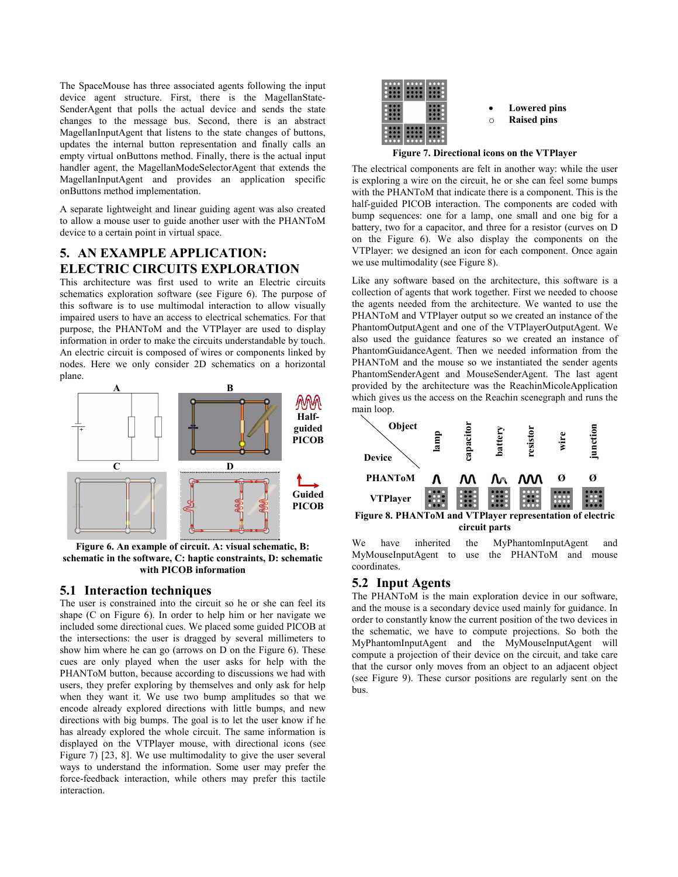The SpaceMouse has three associated agents following the input device agent structure. First, there is the MagellanStateSenderAgent that polls the actual device and sends the state changes to the message bus. Second, there is an abstract MagellanInputAgent that listens to the state changes of buttons, updates the internal button representation and finally calls an empty virtual onButtons method. Finally, there is the actual input handler agent, the MagellanModeSelectorAgent that extends the MagellanInputAgent and provides an application specific onButtons method implementation.

A separate lightweight and linear guiding agent was also created to allow a mouse user to guide another user with the PHANToM device to a certain point in virtual space.

# 5. AN EXAMPLE APPLICATION: ELECTRIC CIRCUITS EXPLORATION

This architecture was first used to write an Electric circuits schematics exploration software (see Figure 6). The purpose of this software is to use multimodal interaction to allow visually impaired users to have an access to electrical schematics. For that purpose, the PHANToM and the VTPlayer are used to display information in order to make the circuits understandable by touch. An electric circuit is composed of wires or components linked by nodes. Here we only consider 2D schematics on a horizontal plane.

**Figure 6. An example of circuit. A: visual schematic, B: schematic in the software, C: haptic constraints, D: schematic with PICOB information**

## 5.1 Interaction techniques

The user is constrained into the circuit so he or she can feel its shape (C on Figure 6). In order to help him or her navigate we included some directional cues. We placed some guided PICOB at the intersections: the user is dragged by several millimeters to show him where he can go (arrows on D on the Figure 6). These cues are only played when the user asks for help with the PHANToM button, because according to discussions we had with users, they prefer exploring by themselves and only ask for help when they want it. We use two bump amplitudes so that we encode already explored directions with little bumps, and new directions with big bumps. The goal is to let the user know if he has already explored the whole circuit. The same information is displayed on the VTPlayer mouse, with directional icons (see Figure 7) [23, 8]. We use multimodality to give the user several ways to understand the information. Some user may prefer the force-feedback interaction, while others may prefer this tactile interaction.

- Lowered pins
- Raised pins

**Figure 7. Directional icons on the VTPlayer**

The electrical components are felt in another way: while the user is exploring a wire on the circuit, he or she can feel some bumps with the PHANToM that indicate there is a component. This is the half-guided PICOB interaction. The components are coded with bump sequences: one for a lamp, one small and one big for a battery, two for a capacitor, and three for a resistor (curves on D on the Figure 6). We also display the components on the VTPlayer: we designed an icon for each component. Once again we use multimodality (see Figure 8).

Like any software based on the architecture, this software is a collection of agents that work together. First we needed to choose the agents needed from the architecture. We wanted to use the PHANToM and VTPlayer output so we created an instance of the PhantomOutputAgent and one of the VTPlayerOutputAgent. We also used the guidance features so we created an instance of PhantomGuidanceAgent. Then we needed information from the PHANToM and the mouse so we instantiated the sender agents PhantomSenderAgent and MouseSenderAgent. The last agent provided by the architecture was the ReachinMicoleApplication which gives us the access on the Reachin scenegraph and runs the main loop.

| Device \ Object | lamp | capacitor | battery | resistor | wire | junction |
|---|---|---|---|---|---|---|
| PHANToM | | | | | Ø | Ø |
| VTPlayer | | | | | | |

**Figure 8. PHANToM and VTPlayer representation of electric circuit parts**

We have inherited the MyPhantomInputAgent and MyMouseInputAgent to use the PHANToM and mouse coordinates.

## 5.2 Input Agents

The PHANToM is the main exploration device in our software, and the mouse is a secondary device used mainly for guidance. In order to constantly know the current position of the two devices in the schematic, we have to compute projections. So both the MyPhantomInputAgent and the MyMouseInputAgent will compute a projection of their device on the circuit, and take care that the cursor only moves from an object to an adjacent object (see Figure 9). These cursor positions are regularly sent on the bus.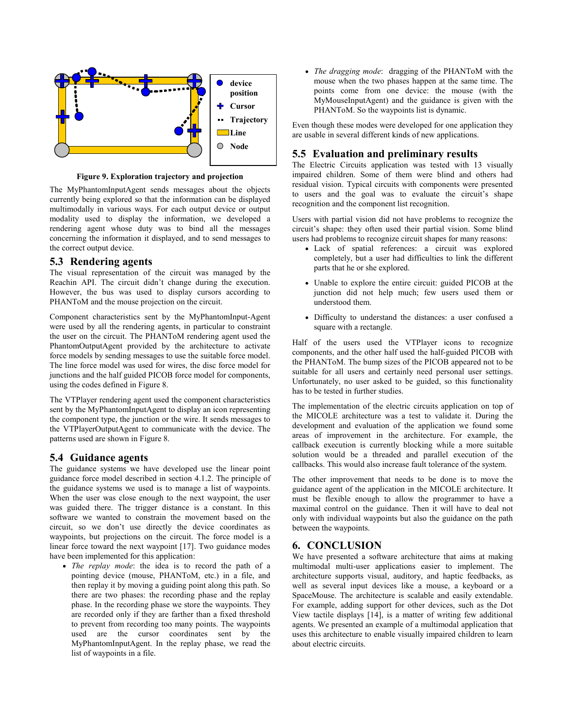device position

Cursor

Trajectory

Line

Node

**Figure 9. Exploration trajectory and projection**

The MyPhantomInputAgent sends messages about the objects currently being explored so that the information can be displayed multimodally in various ways. For each output device or output modality used to display the information, we developed a rendering agent whose duty was to bind all the messages concerning the information it displayed, and to send messages to the correct output device.

## 5.3 Rendering agents

The visual representation of the circuit was managed by the Reachin API. The circuit didn't change during the execution. However, the bus was used to display cursors according to PHANToM and the mouse projection on the circuit.

Component characteristics sent by the MyPhantomInput-Agent were used by all the rendering agents, in particular to constraint the user on the circuit. The PHANToM rendering agent used the PhantomOutputAgent provided by the architecture to activate force models by sending messages to use the suitable force model. The line force model was used for wires, the disc force model for junctions and the half guided PICOB force model for components, using the codes defined in Figure 8.

The VTPlayer rendering agent used the component characteristics sent by the MyPhantomInputAgent to display an icon representing the component type, the junction or the wire. It sends messages to the VTPlayerOutputAgent to communicate with the device. The patterns used are shown in Figure 8.

## 5.4 Guidance agents

The guidance systems we have developed use the linear point guidance force model described in section 4.1.2. The principle of the guidance systems we used is to manage a list of waypoints. When the user was close enough to the next waypoint, the user was guided there. The trigger distance is a constant. In this software we wanted to constrain the movement based on the circuit, so we don't use directly the device coordinates as waypoints, but projections on the circuit. The force model is a linear force toward the next waypoint [17]. Two guidance modes have been implemented for this application:

- *The replay mode*: the idea is to record the path of a pointing device (mouse, PHANToM, etc.) in a file, and then replay it by moving a guiding point along this path. So there are two phases: the recording phase and the replay phase. In the recording phase we store the waypoints. They are recorded only if they are farther than a fixed threshold to prevent from recording too many points. The waypoints used are the cursor coordinates sent by the MyPhantomInputAgent. In the replay phase, we read the list of waypoints in a file.
- *The dragging mode*: dragging of the PHANToM with the mouse when the two phases happen at the same time. The points come from one device: the mouse (with the MyMouseInputAgent) and the guidance is given with the PHANToM. So the waypoints list is dynamic.

Even though these modes were developed for one application they are usable in several different kinds of new applications.

## 5.5 Evaluation and preliminary results

The Electric Circuits application was tested with 13 visually impaired children. Some of them were blind and others had residual vision. Typical circuits with components were presented to users and the goal was to evaluate the circuit's shape recognition and the component list recognition.

Users with partial vision did not have problems to recognize the circuit's shape: they often used their partial vision. Some blind users had problems to recognize circuit shapes for many reasons:

- Lack of spatial references: a circuit was explored completely, but a user had difficulties to link the different parts that he or she explored.
- Unable to explore the entire circuit: guided PICOB at the junction did not help much; few users used them or understood them.
- Difficulty to understand the distances: a user confused a square with a rectangle.

Half of the users used the VTPlayer icons to recognize components, and the other half used the half-guided PICOB with the PHANToM. The bump sizes of the PICOB appeared not to be suitable for all users and certainly need personal user settings. Unfortunately, no user asked to be guided, so this functionality has to be tested in further studies.

The implementation of the electric circuits application on top of the MICOLE architecture was a test to validate it. During the development and evaluation of the application we found some areas of improvement in the architecture. For example, the callback execution is currently blocking while a more suitable solution would be a threaded and parallel execution of the callbacks. This would also increase fault tolerance of the system.

The other improvement that needs to be done is to move the guidance agent of the application in the MICOLE architecture. It must be flexible enough to allow the programmer to have a maximal control on the guidance. Then it will have to deal not only with individual waypoints but also the guidance on the path between the waypoints.

# 6. CONCLUSION

We have presented a software architecture that aims at making multimodal multi-user applications easier to implement. The architecture supports visual, auditory, and haptic feedbacks, as well as several input devices like a mouse, a keyboard or a SpaceMouse. The architecture is scalable and easily extendable. For example, adding support for other devices, such as the Dot View tactile displays [14], is a matter of writing few additional agents. We presented an example of a multimodal application that uses this architecture to enable visually impaired children to learn about electric circuits.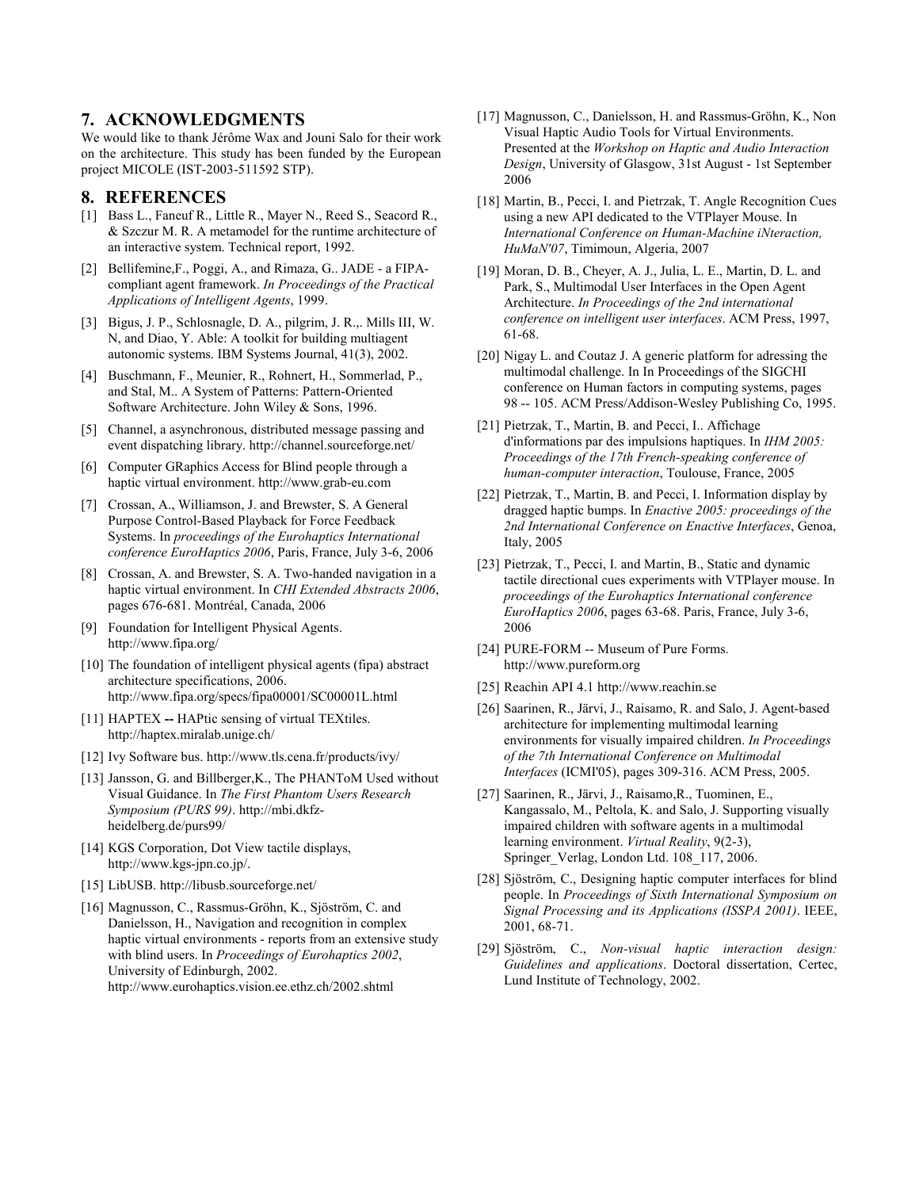## 7. ACKNOWLEDGMENTS

We would like to thank Jérôme Wax and Jouni Salo for their work on the architecture. This study has been funded by the European project MICOLE (IST-2003-511592 STP).

## 8. REFERENCES

[1] Bass L., Faneuf R., Little R., Mayer N., Reed S., Seacord R., & Szczur M. R. A metamodel for the runtime architecture of an interactive system. Technical report, 1992.

[2] Bellifemine,F., Poggi, A., and Rimaza, G.. JADE - a FIPA-compliant agent framework. *In Proceedings of the Practical Applications of Intelligent Agents*, 1999.

[3] Bigus, J. P., Schlosnagle, D. A., pilgrim, J. R.,. Mills III, W. N, and Diao, Y. Able: A toolkit for building multiagent autonomic systems. IBM Systems Journal, 41(3), 2002.

[4] Buschmann, F., Meunier, R., Rohnert, H., Sommerlad, P., and Stal, M.. A System of Patterns: Pattern-Oriented Software Architecture. John Wiley & Sons, 1996.

[5] Channel, a asynchronous, distributed message passing and event dispatching library. http://channel.sourceforge.net/

[6] Computer GRaphics Access for Blind people through a haptic virtual environment. http://www.grab-eu.com

[7] Crossan, A., Williamson, J. and Brewster, S. A General Purpose Control-Based Playback for Force Feedback Systems. In *proceedings of the Eurohaptics International conference EuroHaptics 2006*, Paris, France, July 3-6, 2006

[8] Crossan, A. and Brewster, S. A. Two-handed navigation in a haptic virtual environment. In *CHI Extended Abstracts 2006*, pages 676-681. Montréal, Canada, 2006

[9] Foundation for Intelligent Physical Agents. http://www.fipa.org/

[10] The foundation of intelligent physical agents (fipa) abstract architecture specifications, 2006. http://www.fipa.org/specs/fipa00001/SC00001L.html

[11] HAPTEX -- HAPtic sensing of virtual TEXtiles. http://haptex.miralab.unige.ch/

[12] Ivy Software bus. http://www.tls.cena.fr/products/ivy/

[13] Jansson, G. and Billberger,K., The PHANToM Used without Visual Guidance. In *The First Phantom Users Research Symposium (PURS 99)*. http://mbi.dkfz-heidelberg.de/purs99/

[14] KGS Corporation, Dot View tactile displays, http://www.kgs-jpn.co.jp/.

[15] LibUSB. http://libusb.sourceforge.net/

[16] Magnusson, C., Rassmus-Gröhn, K., Sjöström, C. and Danielsson, H., Navigation and recognition in complex haptic virtual environments - reports from an extensive study with blind users. In *Proceedings of Eurohaptics 2002*, University of Edinburgh, 2002. http://www.eurohaptics.vision.ee.ethz.ch/2002.shtml

[17] Magnusson, C., Danielsson, H. and Rassmus-Gröhn, K., Non Visual Haptic Audio Tools for Virtual Environments. Presented at the *Workshop on Haptic and Audio Interaction Design*, University of Glasgow, 31st August - 1st September 2006

[18] Martin, B., Pecci, I. and Pietrzak, T. Angle Recognition Cues using a new API dedicated to the VTPlayer Mouse. In *International Conference on Human-Machine iNteraction, HuMaN'07*, Timimoun, Algeria, 2007

[19] Moran, D. B., Cheyer, A. J., Julia, L. E., Martin, D. L. and Park, S., Multimodal User Interfaces in the Open Agent Architecture. *In Proceedings of the 2nd international conference on intelligent user interfaces*. ACM Press, 1997, 61-68.

[20] Nigay L. and Coutaz J. A generic platform for adressing the multimodal challenge. In In Proceedings of the SIGCHI conference on Human factors in computing systems, pages 98 -- 105. ACM Press/Addison-Wesley Publishing Co, 1995.

[21] Pietrzak, T., Martin, B. and Pecci, I.. Affichage d'informations par des impulsions haptiques. In *IHM 2005: Proceedings of the 17th French-speaking conference of human-computer interaction*, Toulouse, France, 2005

[22] Pietrzak, T., Martin, B. and Pecci, I. Information display by dragged haptic bumps. In *Enactive 2005: proceedings of the 2nd International Conference on Enactive Interfaces*, Genoa, Italy, 2005

[23] Pietrzak, T., Pecci, I. and Martin, B., Static and dynamic tactile directional cues experiments with VTPlayer mouse. In *proceedings of the Eurohaptics International conference EuroHaptics 2006*, pages 63-68. Paris, France, July 3-6, 2006

[24] PURE-FORM -- Museum of Pure Forms. http://www.pureform.org

[25] Reachin API 4.1 http://www.reachin.se

[26] Saarinen, R., Järvi, J., Raisamo, R. and Salo, J. Agent-based architecture for implementing multimodal learning environments for visually impaired children. *In Proceedings of the 7th International Conference on Multimodal Interfaces* (ICMI'05), pages 309-316. ACM Press, 2005.

[27] Saarinen, R., Järvi, J., Raisamo,R., Tuominen, E., Kangassalo, M., Peltola, K. and Salo, J. Supporting visually impaired children with software agents in a multimodal learning environment. *Virtual Reality*, 9(2-3), Springer_Verlag, London Ltd. 108_117, 2006.

[28] Sjöström, C., Designing haptic computer interfaces for blind people. In *Proceedings of Sixth International Symposium on Signal Processing and its Applications (ISSPA 2001)*. IEEE, 2001, 68-71.

[29] Sjöström, C., *Non-visual haptic interaction design: Guidelines and applications*. Doctoral dissertation, Certec, Lund Institute of Technology, 2002.